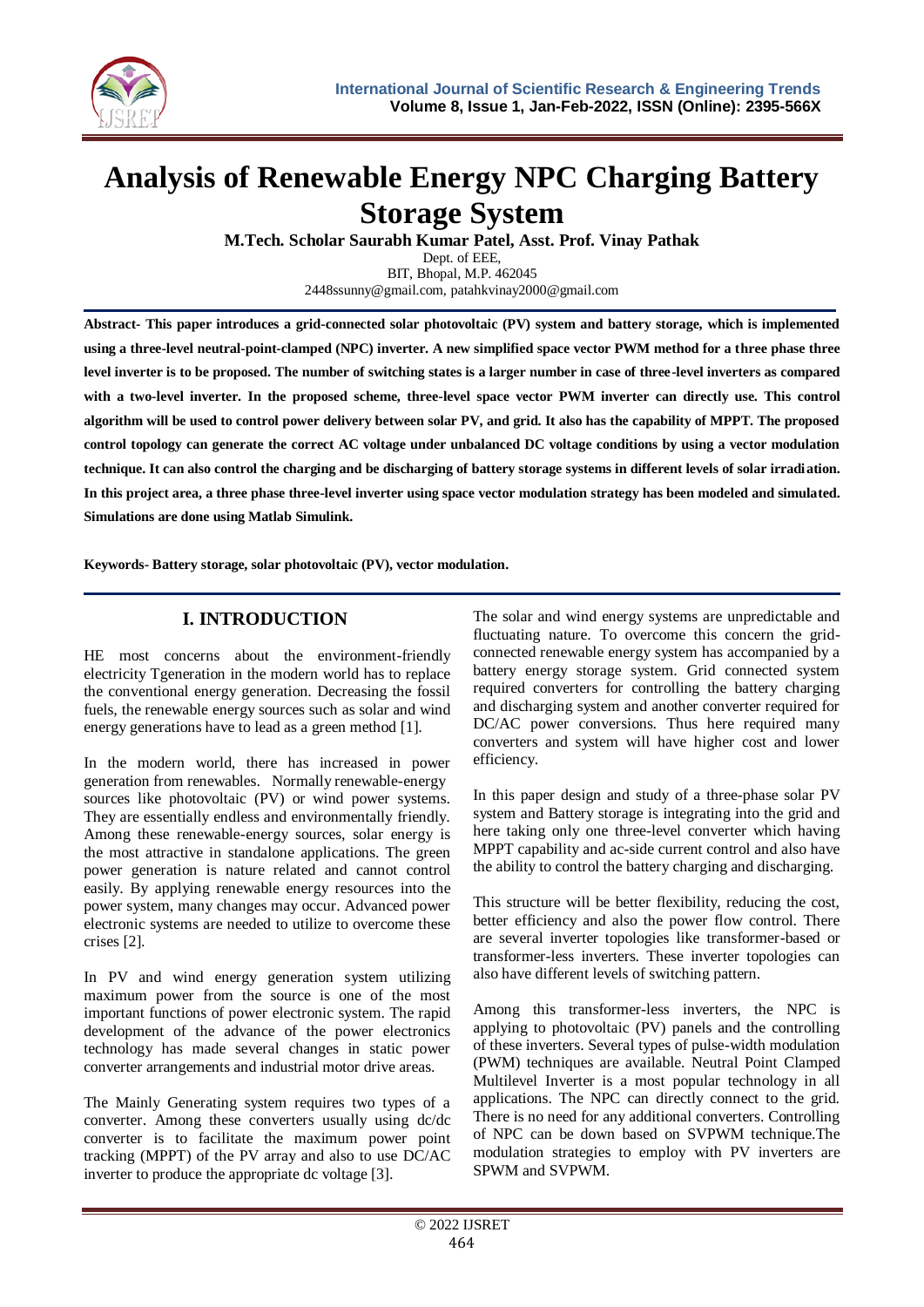# Analysis of Renewable Energy NPC Charging Battery Storage System

**M.Tech. Scholar Saurabh Kumar Patel, Asst. Prof. Vinay Pathak**

Dept. of EEE,
BIT, Bhopal, M.P. 462045
2448ssunny@gmail.com, patahkvinay2000@gmail.com

**Abstract- This paper introduces a grid-connected solar photovoltaic (PV) system and battery storage, which is implemented using a three-level neutral-point-clamped (NPC) inverter. A new simplified space vector PWM method for a three phase three level inverter is to be proposed. The number of switching states is a larger number in case of three-level inverters as compared with a two-level inverter. In the proposed scheme, three-level space vector PWM inverter can directly use. This control algorithm will be used to control power delivery between solar PV, and grid. It also has the capability of MPPT. The proposed control topology can generate the correct AC voltage under unbalanced DC voltage conditions by using a vector modulation technique. It can also control the charging and be discharging of battery storage systems in different levels of solar irradiation. In this project area, a three phase three-level inverter using space vector modulation strategy has been modeled and simulated. Simulations are done using Matlab Simulink.**

**Keywords- Battery storage, solar photovoltaic (PV), vector modulation.**

## I. INTRODUCTION

HE most concerns about the environment-friendly electricity Tgeneration in the modern world has to replace the conventional energy generation. Decreasing the fossil fuels, the renewable energy sources such as solar and wind energy generations have to lead as a green method [1].

In the modern world, there has increased in power generation from renewables. Normally renewable-energy sources like photovoltaic (PV) or wind power systems. They are essentially endless and environmentally friendly. Among these renewable-energy sources, solar energy is the most attractive in standalone applications. The green power generation is nature related and cannot control easily. By applying renewable energy resources into the power system, many changes may occur. Advanced power electronic systems are needed to utilize to overcome these crises [2].

In PV and wind energy generation system utilizing maximum power from the source is one of the most important functions of power electronic system. The rapid development of the advance of the power electronics technology has made several changes in static power converter arrangements and industrial motor drive areas.

The Mainly Generating system requires two types of a converter. Among these converters usually using dc/dc converter is to facilitate the maximum power point tracking (MPPT) of the PV array and also to use DC/AC inverter to produce the appropriate dc voltage [3].

The solar and wind energy systems are unpredictable and fluctuating nature. To overcome this concern the grid-connected renewable energy system has accompanied by a battery energy storage system. Grid connected system required converters for controlling the battery charging and discharging system and another converter required for DC/AC power conversions. Thus here required many converters and system will have higher cost and lower efficiency.

In this paper design and study of a three-phase solar PV system and Battery storage is integrating into the grid and here taking only one three-level converter which having MPPT capability and ac-side current control and also have the ability to control the battery charging and discharging.

This structure will be better flexibility, reducing the cost, better efficiency and also the power flow control. There are several inverter topologies like transformer-based or transformer-less inverters. These inverter topologies can also have different levels of switching pattern.

Among this transformer-less inverters, the NPC is applying to photovoltaic (PV) panels and the controlling of these inverters. Several types of pulse-width modulation (PWM) techniques are available. Neutral Point Clamped Multilevel Inverter is a most popular technology in all applications. The NPC can directly connect to the grid. There is no need for any additional converters. Controlling of NPC can be down based on SVPWM technique.The modulation strategies to employ with PV inverters are SPWM and SVPWM.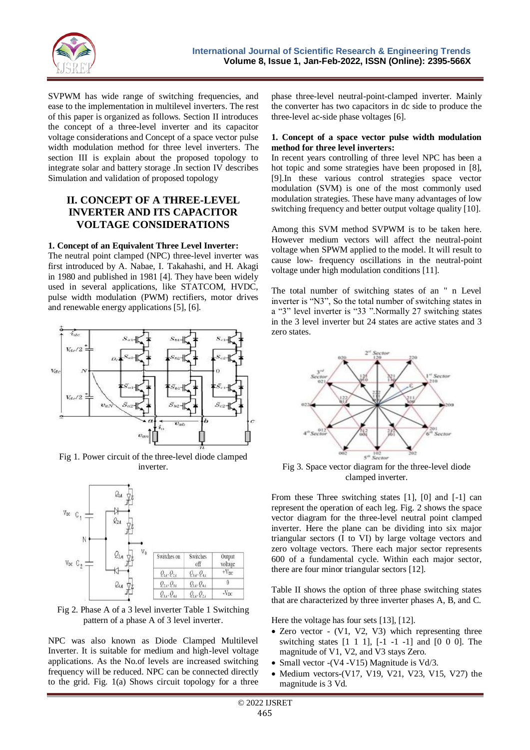SVPWM has wide range of switching frequencies, and ease to the implementation in multilevel inverters. The rest of this paper is organized as follows. Section II introduces the concept of a three-level inverter and its capacitor voltage considerations and Concept of a space vector pulse width modulation method for three level inverters. The section III is explain about the proposed topology to integrate solar and battery storage .In section IV describes Simulation and validation of proposed topology

## II. CONCEPT OF A THREE-LEVEL INVERTER AND ITS CAPACITOR VOLTAGE CONSIDERATIONS

**1. Concept of an Equivalent Three Level Inverter:**

The neutral point clamped (NPC) three-level inverter was first introduced by A. Nabae, I. Takahashi, and H. Akagi in 1980 and published in 1981 [4]. They have been widely used in several applications, like STATCOM, HVDC, pulse width modulation (PWM) rectifiers, motor drives and renewable energy applications [5], [6].

Fig 1. Power circuit of the three-level diode clamped inverter.

| Switches on | Switches off | Output voltage |
|---|---|---|
| $Q_{1A}$, $Q_{2A}$ | $Q_{3A}$, $Q_{4A}$ | $+V_{DC}$ |
| $Q_{2A}$, $Q_{3A}$ | $Q_{1A}$, $Q_{4A}$ | 0 |
| $Q_{3A}$, $Q_{4A}$ | $Q_{1A}$, $Q_{2A}$ | $-V_{DC}$ |

Fig 2. Phase A of a 3 level inverter Table 1 Switching pattern of a phase A of 3 level inverter.

NPC was also known as Diode Clamped Multilevel Inverter. It is suitable for medium and high-level voltage applications. As the No.of levels are increased switching frequency will be reduced. NPC can be connected directly to the grid. Fig. 1(a) Shows circuit topology for a three phase three-level neutral-point-clamped inverter. Mainly the converter has two capacitors in dc side to produce the three-level ac-side phase voltages [6].

**1. Concept of a space vector pulse width modulation method for three level inverters:**

In recent years controlling of three level NPC has been a hot topic and some strategies have been proposed in [8], [9].In these various control strategies space vector modulation (SVM) is one of the most commonly used modulation strategies. These have many advantages of low switching frequency and better output voltage quality [10].

Among this SVM method SVPWM is to be taken here. However medium vectors will affect the neutral-point voltage when SPWM applied to the model. It will result to cause low- frequency oscillations in the neutral-point voltage under high modulation conditions [11].

The total number of switching states of an " n Level inverter is "N3", So the total number of switching states in a "3" level inverter is "33 ".Normally 27 switching states in the 3 level inverter but 24 states are active states and 3 zero states.

Fig 3. Space vector diagram for the three-level diode clamped inverter.

From these Three switching states [1], [0] and [-1] can represent the operation of each leg. Fig. 2 shows the space vector diagram for the three-level neutral point clamped inverter. Here the plane can be dividing into six major triangular sectors (I to VI) by large voltage vectors and zero voltage vectors. There each major sector represents 600 of a fundamental cycle. Within each major sector, there are four minor triangular sectors [12].

Table II shows the option of three phase switching states that are characterized by three inverter phases A, B, and C.

Here the voltage has four sets [13], [12].

- Zero vector - (V1, V2, V3) which representing three switching states [1 1 1], [-1 -1 -1] and [0 0 0]. The magnitude of V1, V2, and V3 stays Zero.
- Small vector -(V4 -V15) Magnitude is Vd/3.
- Medium vectors-(V17, V19, V21, V23, V15, V27) the magnitude is 3 Vd.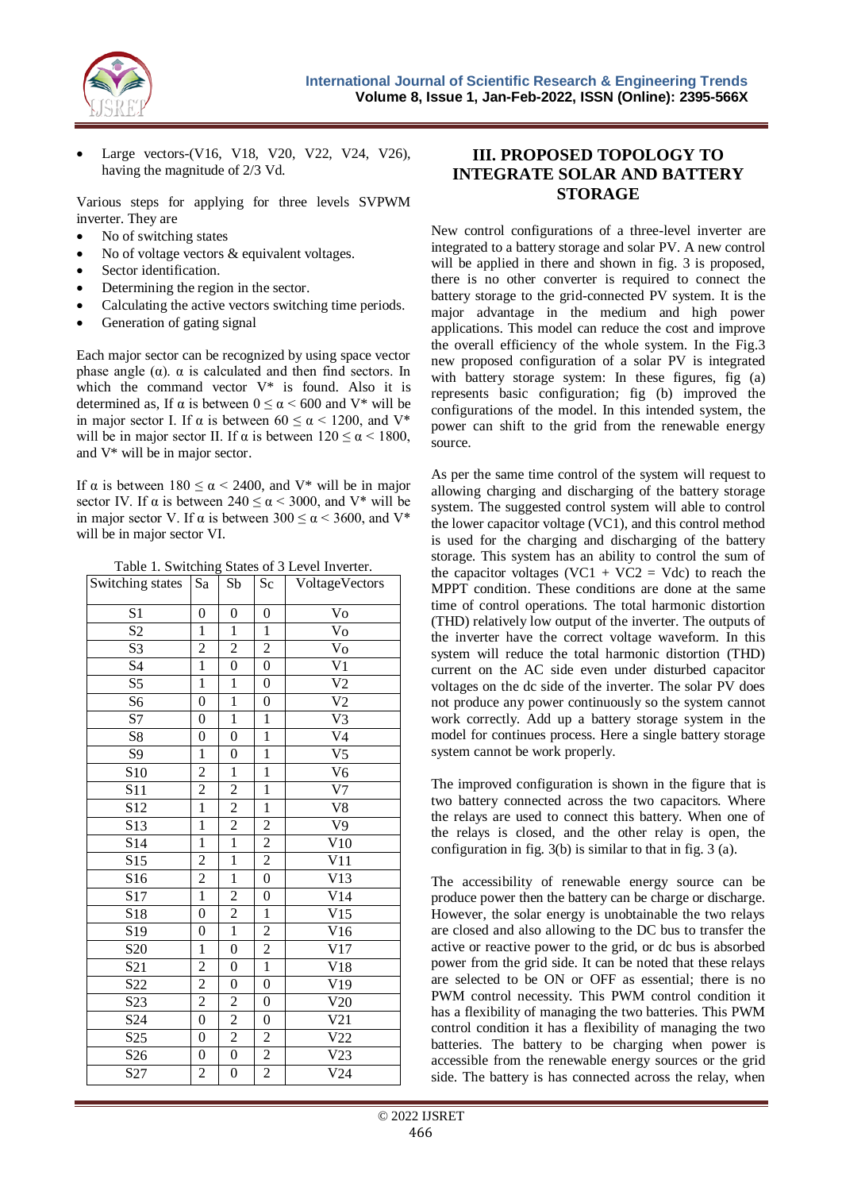- Large vectors-(V16, V18, V20, V22, V24, V26), having the magnitude of 2/3 Vd.

Various steps for applying for three levels SVPWM inverter. They are

- No of switching states
- No of voltage vectors & equivalent voltages.
- Sector identification.
- Determining the region in the sector.
- Calculating the active vectors switching time periods.
- Generation of gating signal

Each major sector can be recognized by using space vector phase angle (α). α is calculated and then find sectors. In which the command vector V* is found. Also it is determined as, If α is between 0 ≤ α < 600 and V* will be in major sector I. If α is between 60 ≤ α < 1200, and V* will be in major sector II. If α is between 120 ≤ α < 1800, and V* will be in major sector.

If α is between 180 ≤ α < 2400, and V* will be in major sector IV. If α is between 240 ≤ α < 3000, and V* will be in major sector V. If α is between 300 ≤ α < 3600, and V* will be in major sector VI.

Table 1. Switching States of 3 Level Inverter.

| Switching states | Sa | Sb | Sc | VoltageVectors |
|---|---|---|---|---|
| S1 | 0 | 0 | 0 | Vo |
| S2 | 1 | 1 | 1 | Vo |
| S3 | 2 | 2 | 2 | Vo |
| S4 | 1 | 0 | 0 | V1 |
| S5 | 1 | 1 | 0 | V2 |
| S6 | 0 | 1 | 0 | V2 |
| S7 | 0 | 1 | 1 | V3 |
| S8 | 0 | 0 | 1 | V4 |
| S9 | 1 | 0 | 1 | V5 |
| S10 | 2 | 1 | 1 | V6 |
| S11 | 2 | 2 | 1 | V7 |
| S12 | 1 | 2 | 1 | V8 |
| S13 | 1 | 2 | 2 | V9 |
| S14 | 1 | 1 | 2 | V10 |
| S15 | 2 | 1 | 2 | V11 |
| S16 | 2 | 1 | 0 | V13 |
| S17 | 1 | 2 | 0 | V14 |
| S18 | 0 | 2 | 1 | V15 |
| S19 | 0 | 1 | 2 | V16 |
| S20 | 1 | 0 | 2 | V17 |
| S21 | 2 | 0 | 1 | V18 |
| S22 | 2 | 0 | 0 | V19 |
| S23 | 2 | 2 | 0 | V20 |
| S24 | 0 | 2 | 0 | V21 |
| S25 | 0 | 2 | 2 | V22 |
| S26 | 0 | 0 | 2 | V23 |
| S27 | 2 | 0 | 2 | V24 |

## III. PROPOSED TOPOLOGY TO INTEGRATE SOLAR AND BATTERY STORAGE

New control configurations of a three-level inverter are integrated to a battery storage and solar PV. A new control will be applied in there and shown in fig. 3 is proposed, there is no other converter is required to connect the battery storage to the grid-connected PV system. It is the major advantage in the medium and high power applications. This model can reduce the cost and improve the overall efficiency of the whole system. In the Fig.3 new proposed configuration of a solar PV is integrated with battery storage system: In these figures, fig (a) represents basic configuration; fig (b) improved the configurations of the model. In this intended system, the power can shift to the grid from the renewable energy source.

As per the same time control of the system will request to allowing charging and discharging of the battery storage system. The suggested control system will able to control the lower capacitor voltage (VC1), and this control method is used for the charging and discharging of the battery storage. This system has an ability to control the sum of the capacitor voltages (VC1 + VC2 = Vdc) to reach the MPPT condition. These conditions are done at the same time of control operations. The total harmonic distortion (THD) relatively low output of the inverter. The outputs of the inverter have the correct voltage waveform. In this system will reduce the total harmonic distortion (THD) current on the AC side even under disturbed capacitor voltages on the dc side of the inverter. The solar PV does not produce any power continuously so the system cannot work correctly. Add up a battery storage system in the model for continues process. Here a single battery storage system cannot be work properly.

The improved configuration is shown in the figure that is two battery connected across the two capacitors. Where the relays are used to connect this battery. When one of the relays is closed, and the other relay is open, the configuration in fig. 3(b) is similar to that in fig. 3 (a).

The accessibility of renewable energy source can be produce power then the battery can be charge or discharge. However, the solar energy is unobtainable the two relays are closed and also allowing to the DC bus to transfer the active or reactive power to the grid, or dc bus is absorbed power from the grid side. It can be noted that these relays are selected to be ON or OFF as essential; there is no PWM control necessity. This PWM control condition it has a flexibility of managing the two batteries. This PWM control condition it has a flexibility of managing the two batteries. The battery to be charging when power is accessible from the renewable energy sources or the grid side. The battery is has connected across the relay, when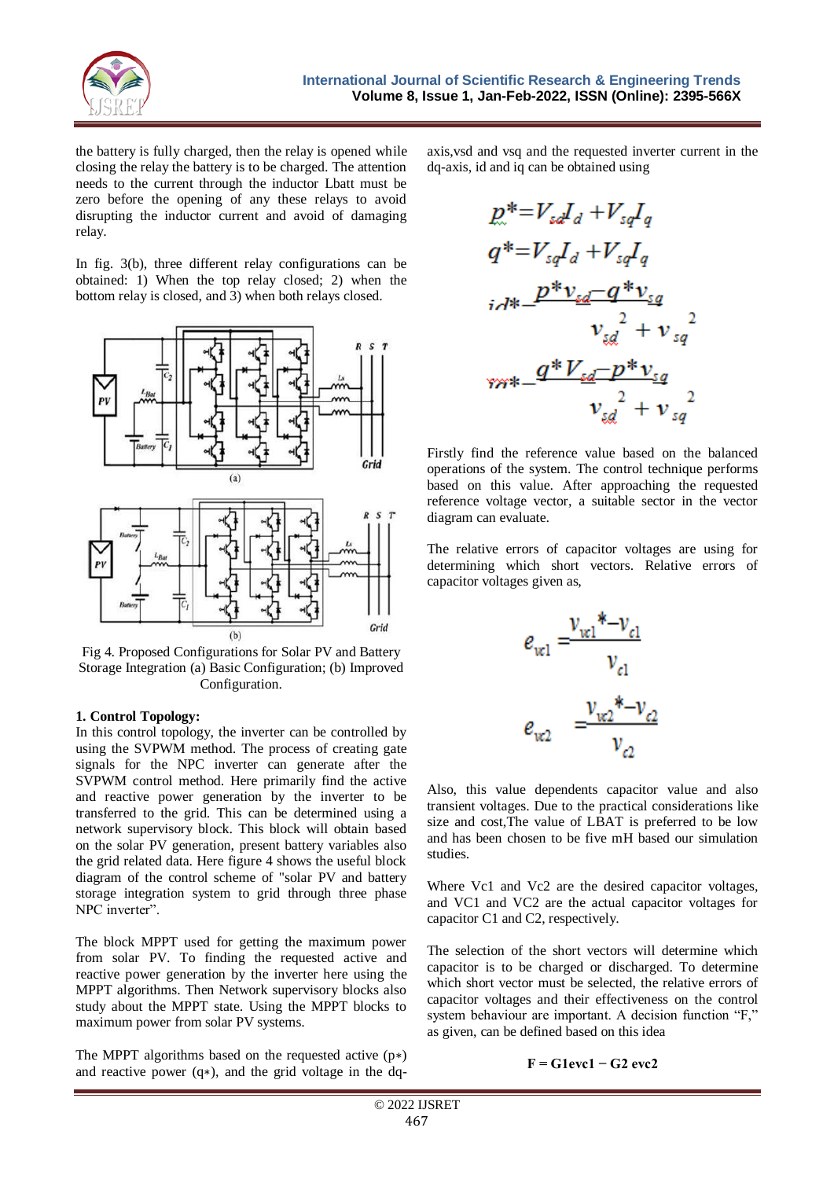the battery is fully charged, then the relay is opened while closing the relay the battery is to be charged. The attention needs to the current through the inductor Lbatt must be zero before the opening of any these relays to avoid disrupting the inductor current and avoid of damaging relay.

In fig. 3(b), three different relay configurations can be obtained: 1) When the top relay closed; 2) when the bottom relay is closed, and 3) when both relays closed.

Fig 4. Proposed Configurations for Solar PV and Battery Storage Integration (a) Basic Configuration; (b) Improved Configuration.

**1. Control Topology:**

In this control topology, the inverter can be controlled by using the SVPWM method. The process of creating gate signals for the NPC inverter can generate after the SVPWM control method. Here primarily find the active and reactive power generation by the inverter to be transferred to the grid. This can be determined using a network supervisory block. This block will obtain based on the solar PV generation, present battery variables also the grid related data. Here figure 4 shows the useful block diagram of the control scheme of "solar PV and battery storage integration system to grid through three phase NPC inverter".

The block MPPT used for getting the maximum power from solar PV. To finding the requested active and reactive power generation by the inverter here using the MPPT algorithms. Then Network supervisory blocks also study about the MPPT state. Using the MPPT blocks to maximum power from solar PV systems.

The MPPT algorithms based on the requested active (p∗) and reactive power (q∗), and the grid voltage in the dq-axis,vsd and vsq and the requested inverter current in the dq-axis, id and iq can be obtained using

$$p^* = V_{sd} I_d + V_{sq} I_q$$

$$q^* = V_{sq} I_d + V_{sq} I_q$$

$$i_d^* = \frac{p^* v_{sd} - q^* v_{sq}}{v_{sd}^2 + v_{sq}^2}$$

$$i_q^* = \frac{q^* V_{sd} - p^* v_{sq}}{v_{sd}^2 + v_{sq}^2}$$

Firstly find the reference value based on the balanced operations of the system. The control technique performs based on this value. After approaching the requested reference voltage vector, a suitable sector in the vector diagram can evaluate.

The relative errors of capacitor voltages are using for determining which short vectors. Relative errors of capacitor voltages given as,

$$e_{vc1} = \frac{v_{vc1}^* - v_{c1}}{v_{c1}}$$

$$e_{vc2} = \frac{v_{vc2}^* - v_{c2}}{v_{c2}}$$

Also, this value dependents capacitor value and also transient voltages. Due to the practical considerations like size and cost,The value of LBAT is preferred to be low and has been chosen to be five mH based our simulation studies.

Where Vc1 and Vc2 are the desired capacitor voltages, and VC1 and VC2 are the actual capacitor voltages for capacitor C1 and C2, respectively.

The selection of the short vectors will determine which capacitor is to be charged or discharged. To determine which short vector must be selected, the relative errors of capacitor voltages and their effectiveness on the control system behaviour are important. A decision function "F," as given, can be defined based on this idea

$$F = G1evc1 - G2\ evc2$$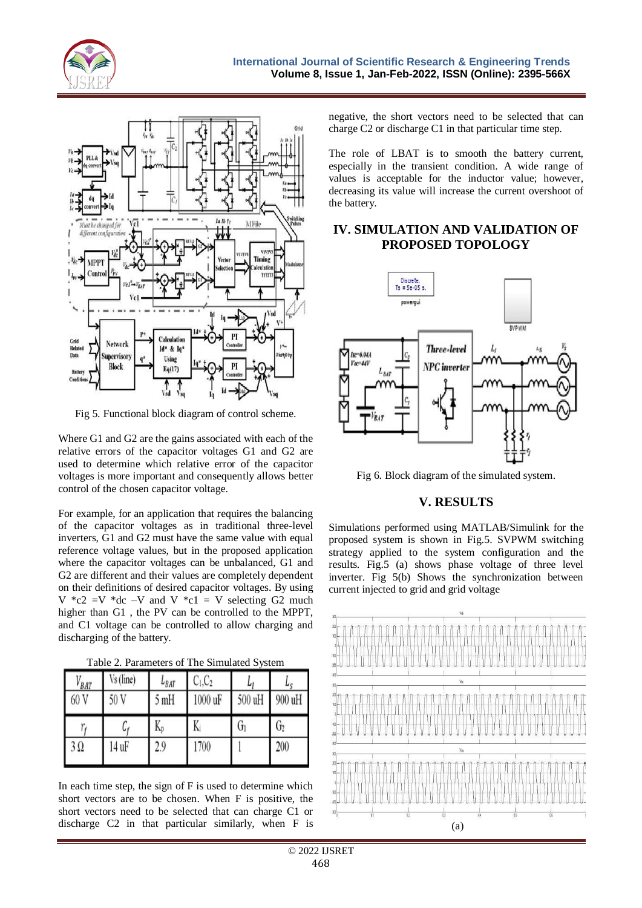Fig 5. Functional block diagram of control scheme.

Where G1 and G2 are the gains associated with each of the relative errors of the capacitor voltages G1 and G2 are used to determine which relative error of the capacitor voltages is more important and consequently allows better control of the chosen capacitor voltage.

For example, for an application that requires the balancing of the capacitor voltages as in traditional three-level inverters, G1 and G2 must have the same value with equal reference voltage values, but in the proposed application where the capacitor voltages can be unbalanced, G1 and G2 are different and their values are completely dependent on their definitions of desired capacitor voltages. By using V *c2 =V *dc –V and V *c1 = V selecting G2 much higher than G1 , the PV can be controlled to the MPPT, and C1 voltage can be controlled to allow charging and discharging of the battery.

Table 2. Parameters of The Simulated System

| $V_{BAT}$ | Vs (line) | $L_{BAT}$ | $C_1, C_2$ | $L_l$ | $L_s$ |
|---|---|---|---|---|---|
| 60 V | 50 V | 5 mH | 1000 uF | 500 uH | 900 uH |
| $r_f$ | $C_f$ | $K_p$ | $K_i$ | $G_1$ | $G_2$ |
| 3 Ω | 14 uF | 2.9 | 1700 | 1 | 200 |

In each time step, the sign of F is used to determine which short vectors are to be chosen. When F is positive, the short vectors need to be selected that can charge C1 or discharge C2 in that particular similarly, when F is negative, the short vectors need to be selected that can charge C2 or discharge C1 in that particular time step.

The role of LBAT is to smooth the battery current, especially in the transient condition. A wide range of values is acceptable for the inductor value; however, decreasing its value will increase the current overshoot of the battery.

## IV. SIMULATION AND VALIDATION OF PROPOSED TOPOLOGY

Fig 6. Block diagram of the simulated system.

## V. RESULTS

Simulations performed using MATLAB/Simulink for the proposed system is shown in Fig.5. SVPWM switching strategy applied to the system configuration and the results. Fig.5 (a) shows phase voltage of three level inverter. Fig 5(b) Shows the synchronization between current injected to grid and grid voltage

(a)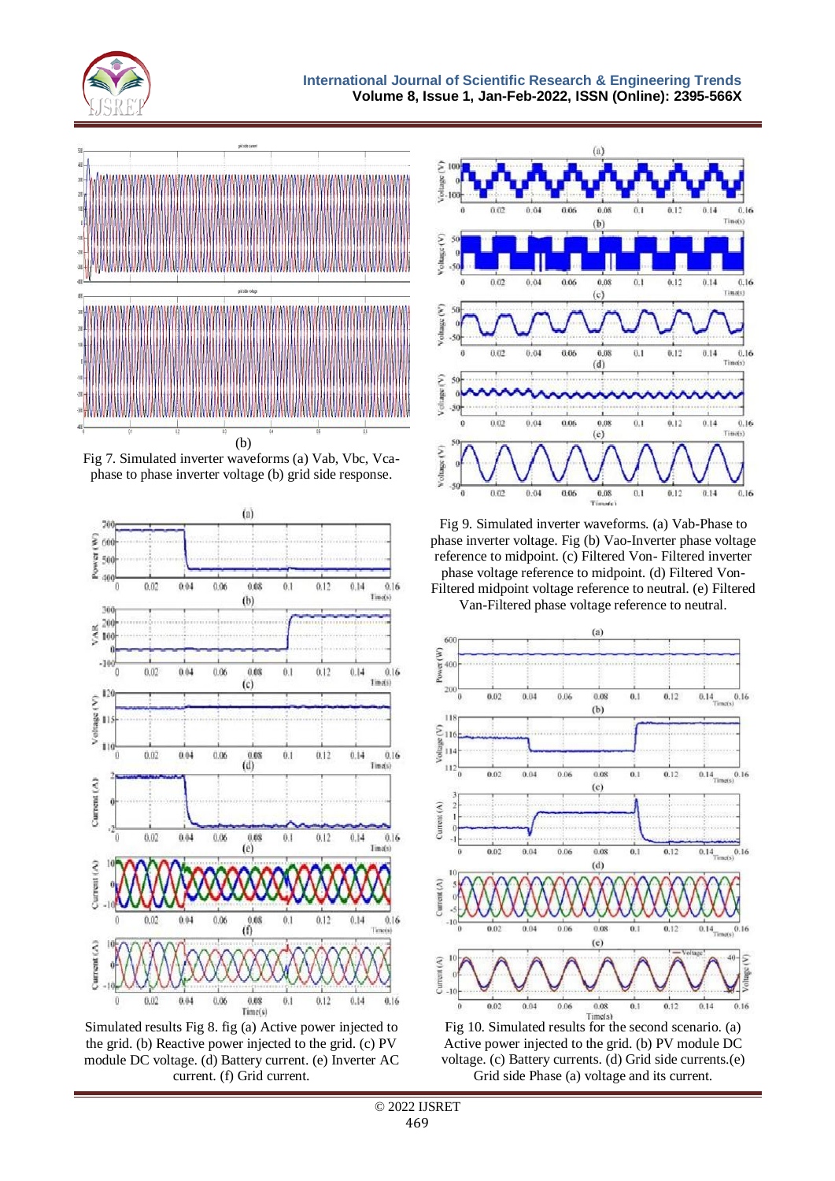(b)

Fig 7. Simulated inverter waveforms (a) Vab, Vbc, Vca- phase to phase inverter voltage (b) grid side response.

Simulated results Fig 8. fig (a) Active power injected to the grid. (b) Reactive power injected to the grid. (c) PV module DC voltage. (d) Battery current. (e) Inverter AC current. (f) Grid current.

Fig 9. Simulated inverter waveforms. (a) Vab-Phase to phase inverter voltage. Fig (b) Vao-Inverter phase voltage reference to midpoint. (c) Filtered Von- Filtered inverter phase voltage reference to midpoint. (d) Filtered Von- Filtered midpoint voltage reference to neutral. (e) Filtered Van-Filtered phase voltage reference to neutral.

Fig 10. Simulated results for the second scenario. (a) Active power injected to the grid. (b) PV module DC voltage. (c) Battery currents. (d) Grid side currents.(e) Grid side Phase (a) voltage and its current.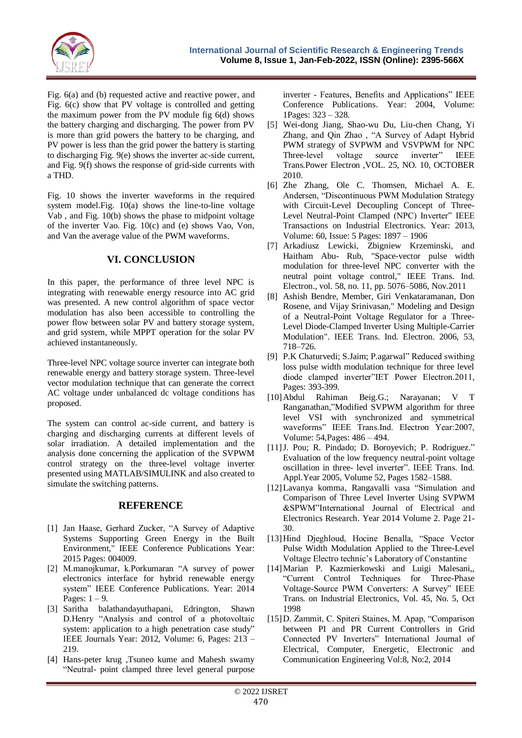Fig. 6(a) and (b) requested active and reactive power, and Fig. 6(c) show that PV voltage is controlled and getting the maximum power from the PV module fig 6(d) shows the battery charging and discharging. The power from PV is more than grid powers the battery to be charging, and PV power is less than the grid power the battery is starting to discharging Fig. 9(e) shows the inverter ac-side current, and Fig. 9(f) shows the response of grid-side currents with a THD.

Fig. 10 shows the inverter waveforms in the required system model.Fig. 10(a) shows the line-to-line voltage Vab , and Fig. 10(b) shows the phase to midpoint voltage of the inverter Vao. Fig. 10(c) and (e) shows Vao, Von, and Van the average value of the PWM waveforms.

## VI. CONCLUSION

In this paper, the performance of three level NPC is integrating with renewable energy resource into AC grid was presented. A new control algorithm of space vector modulation has also been accessible to controlling the power flow between solar PV and battery storage system, and grid system, while MPPT operation for the solar PV achieved instantaneously.

Three-level NPC voltage source inverter can integrate both renewable energy and battery storage system. Three-level vector modulation technique that can generate the correct AC voltage under unbalanced dc voltage conditions has proposed.

The system can control ac-side current, and battery is charging and discharging currents at different levels of solar irradiation. A detailed implementation and the analysis done concerning the application of the SVPWM control strategy on the three-level voltage inverter presented using MATLAB/SIMULINK and also created to simulate the switching patterns.

## REFERENCE

[1] Jan Haase, Gerhard Zucker, "A Survey of Adaptive Systems Supporting Green Energy in the Built Environment," IEEE Conference Publications Year: 2015 Pages: 004009.

[2] M.manojkumar, k.Porkumaran "A survey of power electronics interface for hybrid renewable energy system" IEEE Conference Publications. Year: 2014 Pages: 1 – 9.

[3] Saritha balathandayuthapani, Edrington, Shawn D.Henry "Analysis and control of a photovoltaic system: application to a high penetration case study" IEEE Journals Year: 2012, Volume: 6, Pages: 213 – 219.

[4] Hans-peter krug ,Tsuneo kume and Mahesh swamy "Neutral- point clamped three level general purpose inverter - Features, Benefits and Applications" IEEE Conference Publications. Year: 2004, Volume: 1Pages: 323 – 328.

[5] Wei-dong Jiang, Shao-wu Du, Liu-chen Chang, Yi Zhang, and Qin Zhao , "A Survey of Adapt Hybrid PWM strategy of SVPWM and VSVPWM for NPC Three-level voltage source inverter" IEEE Trans.Power Electron ,VOL. 25, NO. 10, OCTOBER 2010.

[6] Zhe Zhang, Ole C. Thomsen, Michael A. E. Andersen, "Discontinuous PWM Modulation Strategy with Circuit-Level Decoupling Concept of Three-Level Neutral-Point Clamped (NPC) Inverter" IEEE Transactions on Industrial Electronics. Year: 2013, Volume: 60, Issue: 5 Pages: 1897 – 1906

[7] Arkadiusz Lewicki, Zbigniew Krzeminski, and Haitham Abu- Rub, "Space-vector pulse width modulation for three-level NPC converter with the neutral point voltage control," IEEE Trans. Ind. Electron., vol. 58, no. 11, pp. 5076–5086, Nov.2011

[8] Ashish Bendre, Member, Giri Venkataramanan, Don Rosene, and Vijay Srinivasan," Modeling and Design of a Neutral-Point Voltage Regulator for a Three-Level Diode-Clamped Inverter Using Multiple-Carrier Modulation". IEEE Trans. Ind. Electron. 2006, 53, 718–726.

[9] P.K Chaturvedi; S.Jaim; P.agarwal" Reduced swithing loss pulse width modulation technique for three level diode clamped inverter"IET Power Electron.2011, Pages: 393-399.

[10] Abdul Rahiman Beig.G.; Narayanan; V T Ranganathan,"Modified SVPWM algorithm for three level VSI with synchronized and symmetrical waveforms" IEEE Trans.Ind. Electron Year:2007, Volume: 54,Pages: 486 – 494.

[11] J. Pou; R. Pindado; D. Boroyevich; P. Rodriguez." Evaluation of the low frequency neutral-point voltage oscillation in three- level inverter". IEEE Trans. Ind. Appl.Year 2005, Volume 52, Pages 1582–1588.

[12] Lavanya komma, Rangavalli vasa "Simulation and Comparison of Three Level Inverter Using SVPWM &SPWM"International Journal of Electrical and Electronics Research. Year 2014 Volume 2. Page 21-30.

[13] Hind Djeghloud, Hocine Benalla, "Space Vector Pulse Width Modulation Applied to the Three-Level Voltage Electro technic's Laboratory of Constantine

[14] Marian P. Kazmierkowski and Luigi Malesani,, "Current Control Techniques for Three-Phase Voltage-Source PWM Converters: A Survey" IEEE Trans. on Industrial Electronics, Vol. 45, No. 5, Oct 1998

[15] D. Zammit, C. Spiteri Staines, M. Apap, "Comparison between PI and PR Current Controllers in Grid Connected PV Inverters" International Journal of Electrical, Computer, Energetic, Electronic and Communication Engineering Vol:8, No:2, 2014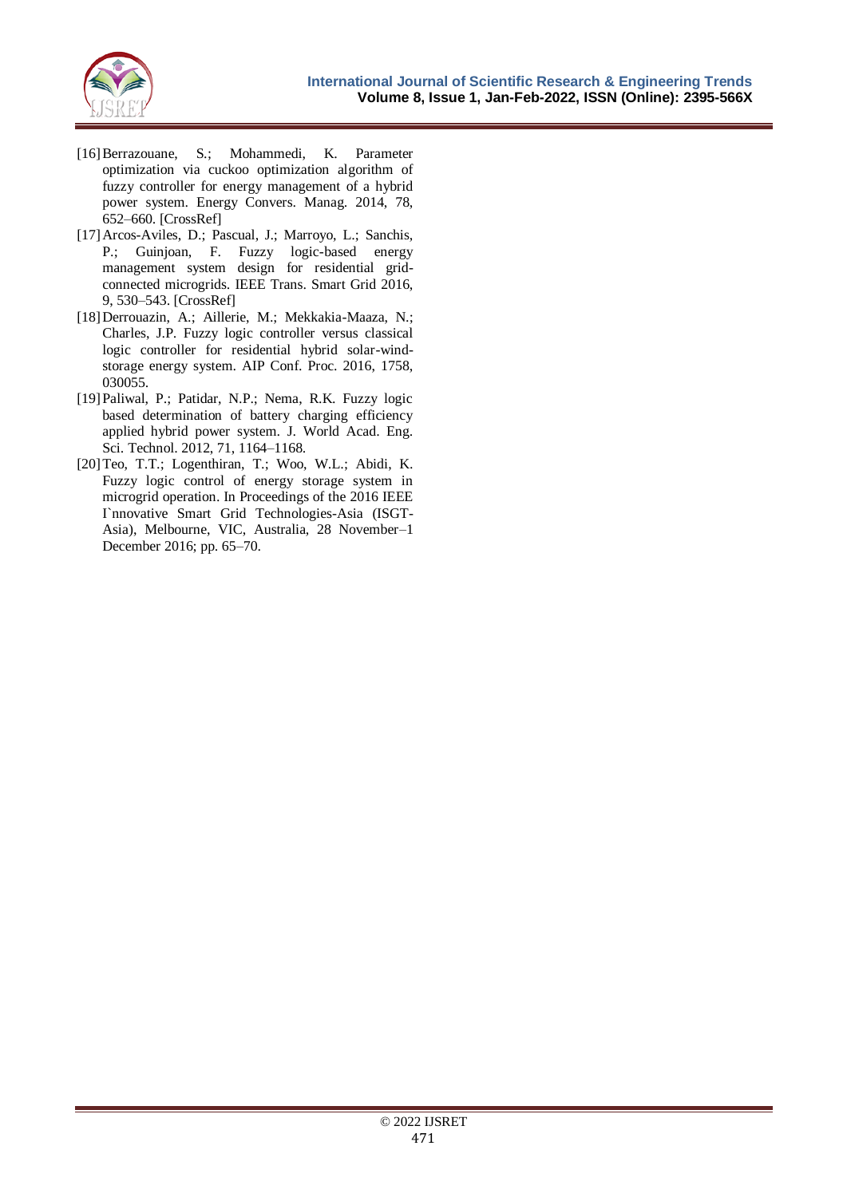[16] Berrazouane, S.; Mohammedi, K. Parameter optimization via cuckoo optimization algorithm of fuzzy controller for energy management of a hybrid power system. Energy Convers. Manag. 2014, 78, 652–660. [CrossRef]

[17] Arcos-Aviles, D.; Pascual, J.; Marroyo, L.; Sanchis, P.; Guinjoan, F. Fuzzy logic-based energy management system design for residential grid-connected microgrids. IEEE Trans. Smart Grid 2016, 9, 530–543. [CrossRef]

[18] Derrouazin, A.; Aillerie, M.; Mekkakia-Maaza, N.; Charles, J.P. Fuzzy logic controller versus classical logic controller for residential hybrid solar-wind-storage energy system. AIP Conf. Proc. 2016, 1758, 030055.

[19] Paliwal, P.; Patidar, N.P.; Nema, R.K. Fuzzy logic based determination of battery charging efficiency applied hybrid power system. J. World Acad. Eng. Sci. Technol. 2012, 71, 1164–1168.

[20] Teo, T.T.; Logenthiran, T.; Woo, W.L.; Abidi, K. Fuzzy logic control of energy storage system in microgrid operation. In Proceedings of the 2016 IEEE I`nnovative Smart Grid Technologies-Asia (ISGT-Asia), Melbourne, VIC, Australia, 28 November–1 December 2016; pp. 65–70.